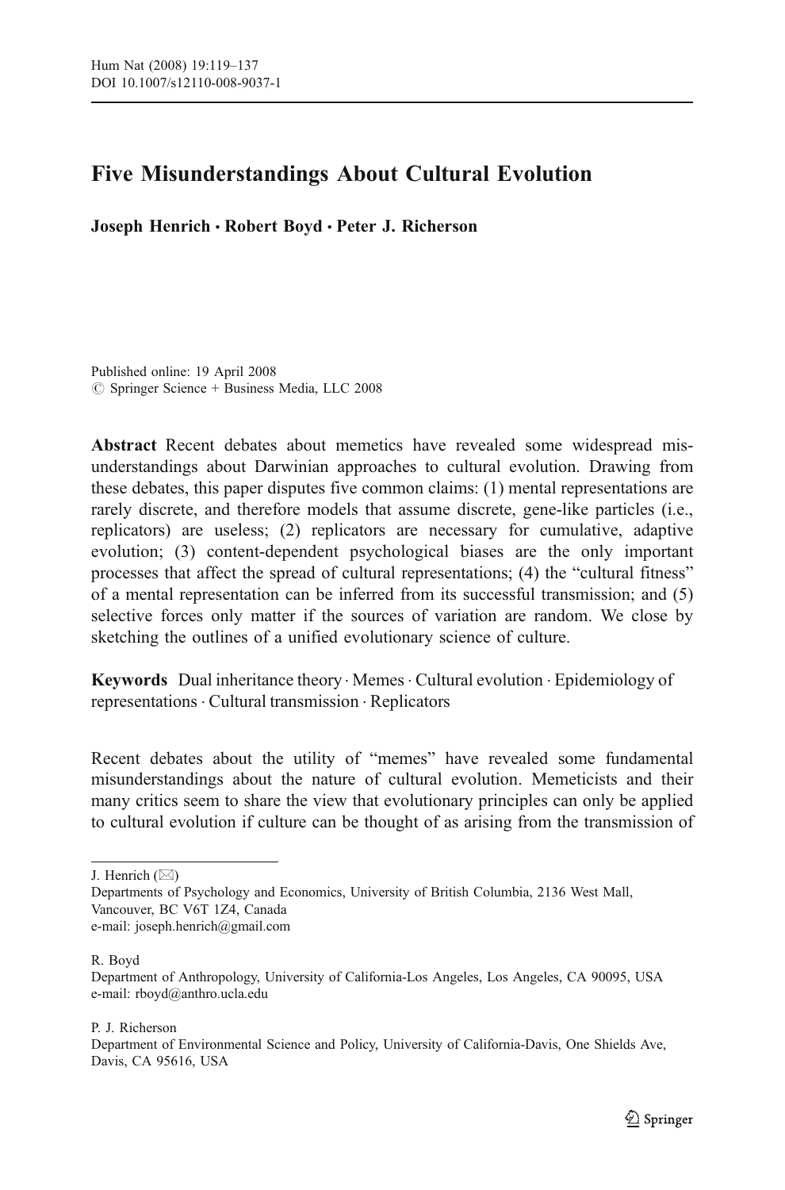# Five Misunderstandings About Cultural Evolution

**Joseph Henrich · Robert Boyd · Peter J. Richerson**

Published online: 19 April 2008
© Springer Science + Business Media, LLC 2008

**Abstract** Recent debates about memetics have revealed some widespread misunderstandings about Darwinian approaches to cultural evolution. Drawing from these debates, this paper disputes five common claims: (1) mental representations are rarely discrete, and therefore models that assume discrete, gene-like particles (i.e., replicators) are useless; (2) replicators are necessary for cumulative, adaptive evolution; (3) content-dependent psychological biases are the only important processes that affect the spread of cultural representations; (4) the "cultural fitness" of a mental representation can be inferred from its successful transmission; and (5) selective forces only matter if the sources of variation are random. We close by sketching the outlines of a unified evolutionary science of culture.

**Keywords** Dual inheritance theory · Memes · Cultural evolution · Epidemiology of representations · Cultural transmission · Replicators

Recent debates about the utility of "memes" have revealed some fundamental misunderstandings about the nature of cultural evolution. Memeticists and their many critics seem to share the view that evolutionary principles can only be applied to cultural evolution if culture can be thought of as arising from the transmission of

---

J. Henrich (✉)
Departments of Psychology and Economics, University of British Columbia, 2136 West Mall, Vancouver, BC V6T 1Z4, Canada
e-mail: joseph.henrich@gmail.com

R. Boyd
Department of Anthropology, University of California-Los Angeles, Los Angeles, CA 90095, USA
e-mail: rboyd@anthro.ucla.edu

P. J. Richerson
Department of Environmental Science and Policy, University of California-Davis, One Shields Ave, Davis, CA 95616, USA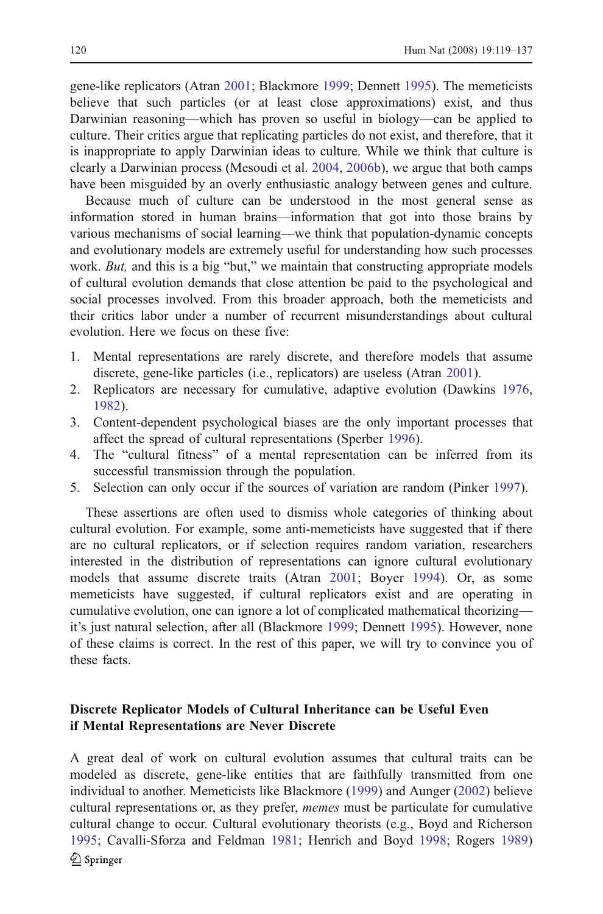gene-like replicators (Atran 2001; Blackmore 1999; Dennett 1995). The memeticists believe that such particles (or at least close approximations) exist, and thus Darwinian reasoning—which has proven so useful in biology—can be applied to culture. Their critics argue that replicating particles do not exist, and therefore, that it is inappropriate to apply Darwinian ideas to culture. While we think that culture is clearly a Darwinian process (Mesoudi et al. 2004, 2006b), we argue that both camps have been misguided by an overly enthusiastic analogy between genes and culture.

Because much of culture can be understood in the most general sense as information stored in human brains—information that got into those brains by various mechanisms of social learning—we think that population-dynamic concepts and evolutionary models are extremely useful for understanding how such processes work. *But,* and this is a big "but," we maintain that constructing appropriate models of cultural evolution demands that close attention be paid to the psychological and social processes involved. From this broader approach, both the memeticists and their critics labor under a number of recurrent misunderstandings about cultural evolution. Here we focus on these five:

1. Mental representations are rarely discrete, and therefore models that assume discrete, gene-like particles (i.e., replicators) are useless (Atran 2001).
2. Replicators are necessary for cumulative, adaptive evolution (Dawkins 1976, 1982).
3. Content-dependent psychological biases are the only important processes that affect the spread of cultural representations (Sperber 1996).
4. The "cultural fitness" of a mental representation can be inferred from its successful transmission through the population.
5. Selection can only occur if the sources of variation are random (Pinker 1997).

These assertions are often used to dismiss whole categories of thinking about cultural evolution. For example, some anti-memeticists have suggested that if there are no cultural replicators, or if selection requires random variation, researchers interested in the distribution of representations can ignore cultural evolutionary models that assume discrete traits (Atran 2001; Boyer 1994). Or, as some memeticists have suggested, if cultural replicators exist and are operating in cumulative evolution, one can ignore a lot of complicated mathematical theorizing—it's just natural selection, after all (Blackmore 1999; Dennett 1995). However, none of these claims is correct. In the rest of this paper, we will try to convince you of these facts.

## Discrete Replicator Models of Cultural Inheritance can be Useful Even if Mental Representations are Never Discrete

A great deal of work on cultural evolution assumes that cultural traits can be modeled as discrete, gene-like entities that are faithfully transmitted from one individual to another. Memeticists like Blackmore (1999) and Aunger (2002) believe cultural representations or, as they prefer, *memes* must be particulate for cumulative cultural change to occur. Cultural evolutionary theorists (e.g., Boyd and Richerson 1995; Cavalli-Sforza and Feldman 1981; Henrich and Boyd 1998; Rogers 1989)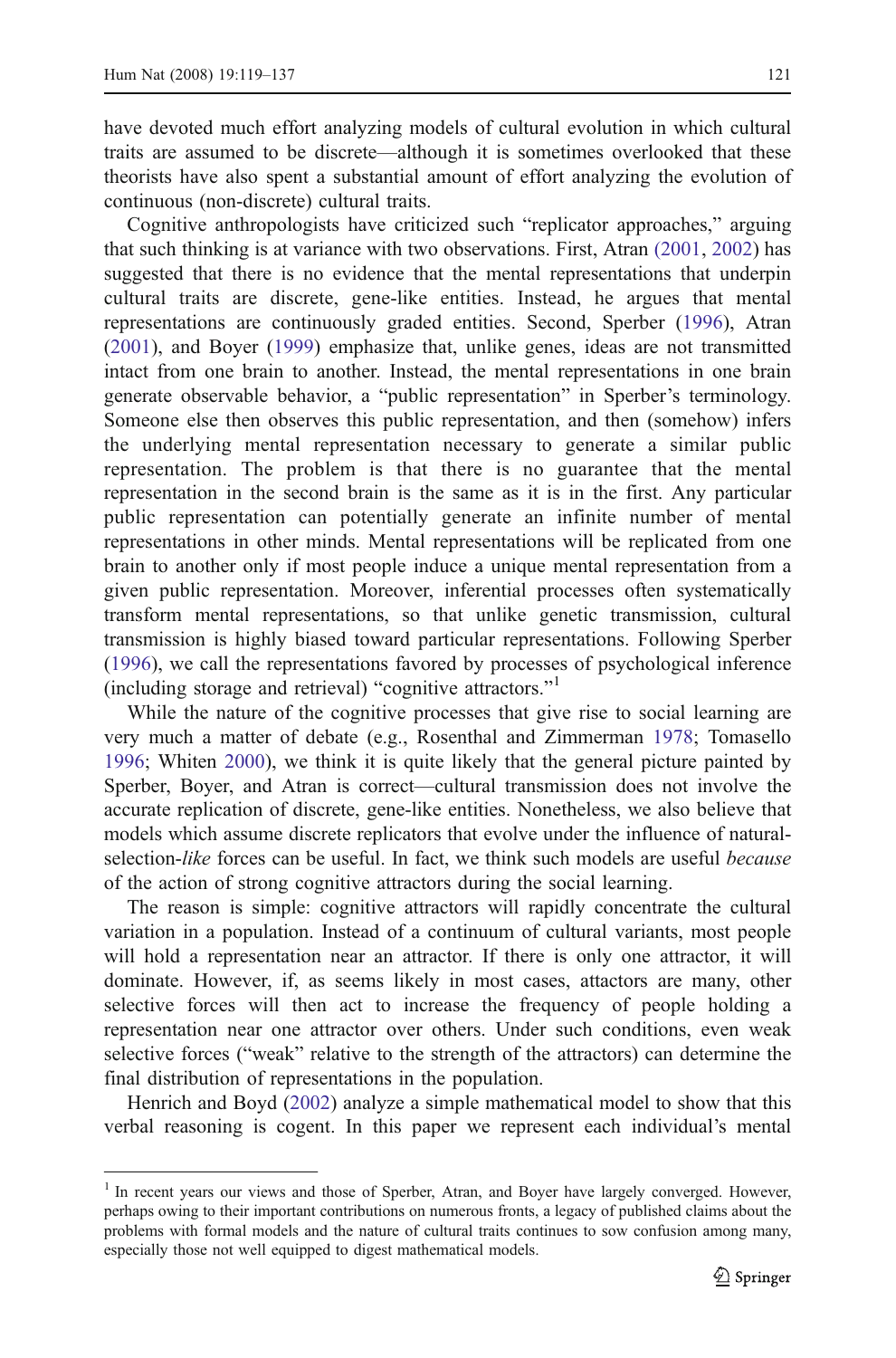have devoted much effort analyzing models of cultural evolution in which cultural traits are assumed to be discrete—although it is sometimes overlooked that these theorists have also spent a substantial amount of effort analyzing the evolution of continuous (non-discrete) cultural traits.

Cognitive anthropologists have criticized such "replicator approaches," arguing that such thinking is at variance with two observations. First, Atran (2001, 2002) has suggested that there is no evidence that the mental representations that underpin cultural traits are discrete, gene-like entities. Instead, he argues that mental representations are continuously graded entities. Second, Sperber (1996), Atran (2001), and Boyer (1999) emphasize that, unlike genes, ideas are not transmitted intact from one brain to another. Instead, the mental representations in one brain generate observable behavior, a "public representation" in Sperber's terminology. Someone else then observes this public representation, and then (somehow) infers the underlying mental representation necessary to generate a similar public representation. The problem is that there is no guarantee that the mental representation in the second brain is the same as it is in the first. Any particular public representation can potentially generate an infinite number of mental representations in other minds. Mental representations will be replicated from one brain to another only if most people induce a unique mental representation from a given public representation. Moreover, inferential processes often systematically transform mental representations, so that unlike genetic transmission, cultural transmission is highly biased toward particular representations. Following Sperber (1996), we call the representations favored by processes of psychological inference (including storage and retrieval) "cognitive attractors."[1]

While the nature of the cognitive processes that give rise to social learning are very much a matter of debate (e.g., Rosenthal and Zimmerman 1978; Tomasello 1996; Whiten 2000), we think it is quite likely that the general picture painted by Sperber, Boyer, and Atran is correct—cultural transmission does not involve the accurate replication of discrete, gene-like entities. Nonetheless, we also believe that models which assume discrete replicators that evolve under the influence of natural-selection-*like* forces can be useful. In fact, we think such models are useful *because* of the action of strong cognitive attractors during the social learning.

The reason is simple: cognitive attractors will rapidly concentrate the cultural variation in a population. Instead of a continuum of cultural variants, most people will hold a representation near an attractor. If there is only one attractor, it will dominate. However, if, as seems likely in most cases, attractors are many, other selective forces will then act to increase the frequency of people holding a representation near one attractor over others. Under such conditions, even weak selective forces ("weak" relative to the strength of the attractors) can determine the final distribution of representations in the population.

Henrich and Boyd (2002) analyze a simple mathematical model to show that this verbal reasoning is cogent. In this paper we represent each individual's mental

[1] In recent years our views and those of Sperber, Atran, and Boyer have largely converged. However, perhaps owing to their important contributions on numerous fronts, a legacy of published claims about the problems with formal models and the nature of cultural traits continues to sow confusion among many, especially those not well equipped to digest mathematical models.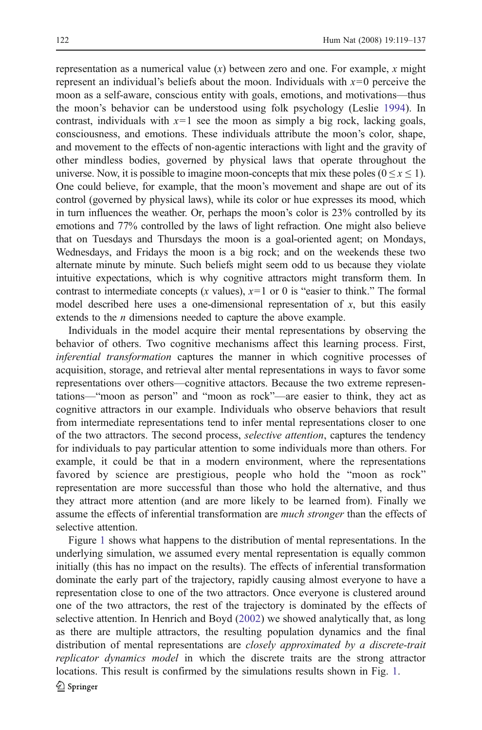representation as a numerical value ($x$) between zero and one. For example, $x$ might represent an individual's beliefs about the moon. Individuals with $x=0$ perceive the moon as a self-aware, conscious entity with goals, emotions, and motivations—thus the moon's behavior can be understood using folk psychology (Leslie 1994). In contrast, individuals with $x=1$ see the moon as simply a big rock, lacking goals, consciousness, and emotions. These individuals attribute the moon's color, shape, and movement to the effects of non-agentic interactions with light and the gravity of other mindless bodies, governed by physical laws that operate throughout the universe. Now, it is possible to imagine moon-concepts that mix these poles ($0 \leq x \leq 1$). One could believe, for example, that the moon's movement and shape are out of its control (governed by physical laws), while its color or hue expresses its mood, which in turn influences the weather. Or, perhaps the moon's color is 23% controlled by its emotions and 77% controlled by the laws of light refraction. One might also believe that on Tuesdays and Thursdays the moon is a goal-oriented agent; on Mondays, Wednesdays, and Fridays the moon is a big rock; and on the weekends these two alternate minute by minute. Such beliefs might seem odd to us because they violate intuitive expectations, which is why cognitive attractors might transform them. In contrast to intermediate concepts ($x$ values), $x=1$ or 0 is "easier to think." The formal model described here uses a one-dimensional representation of $x$, but this easily extends to the $n$ dimensions needed to capture the above example.

Individuals in the model acquire their mental representations by observing the behavior of others. Two cognitive mechanisms affect this learning process. First, *inferential transformation* captures the manner in which cognitive processes of acquisition, storage, and retrieval alter mental representations in ways to favor some representations over others—cognitive attractors. Because the two extreme representations—"moon as person" and "moon as rock"—are easier to think, they act as cognitive attractors in our example. Individuals who observe behaviors that result from intermediate representations tend to infer mental representations closer to one of the two attractors. The second process, *selective attention*, captures the tendency for individuals to pay particular attention to some individuals more than others. For example, it could be that in a modern environment, where the representations favored by science are prestigious, people who hold the "moon as rock" representation are more successful than those who hold the alternative, and thus they attract more attention (and are more likely to be learned from). Finally we assume the effects of inferential transformation are *much stronger* than the effects of selective attention.

Figure 1 shows what happens to the distribution of mental representations. In the underlying simulation, we assumed every mental representation is equally common initially (this has no impact on the results). The effects of inferential transformation dominate the early part of the trajectory, rapidly causing almost everyone to have a representation close to one of the two attractors. Once everyone is clustered around one of the two attractors, the rest of the trajectory is dominated by the effects of selective attention. In Henrich and Boyd (2002) we showed analytically that, as long as there are multiple attractors, the resulting population dynamics and the final distribution of mental representations are *closely approximated by a discrete-trait replicator dynamics model* in which the discrete traits are the strong attractor locations. This result is confirmed by the simulations results shown in Fig. 1.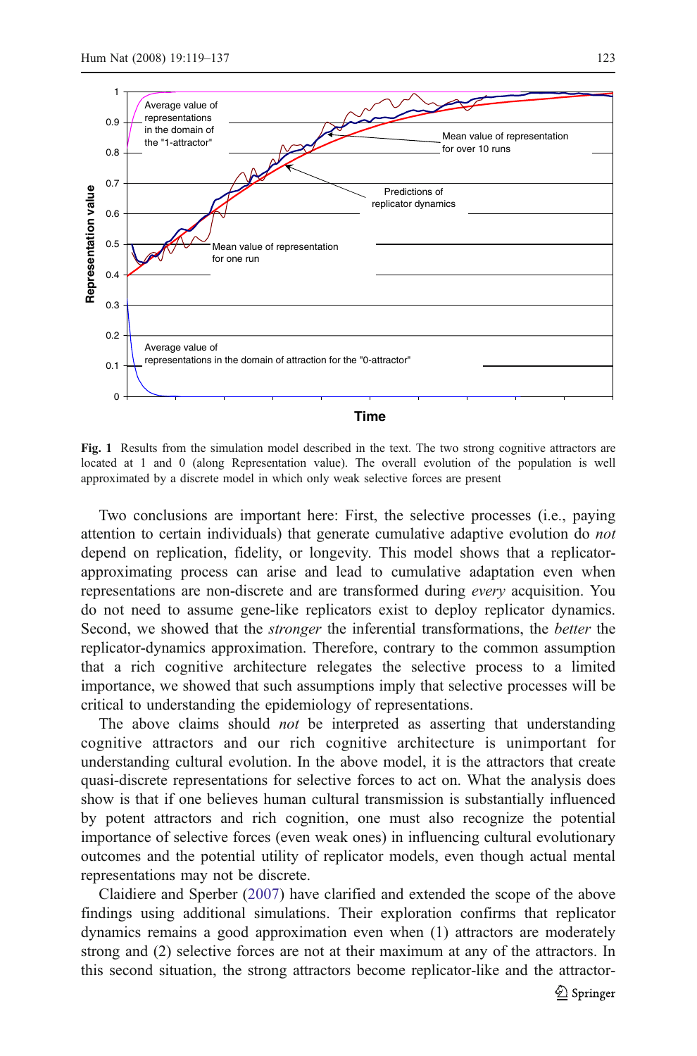**Fig. 1** Results from the simulation model described in the text. The two strong cognitive attractors are located at 1 and 0 (along Representation value). The overall evolution of the population is well approximated by a discrete model in which only weak selective forces are present

Two conclusions are important here: First, the selective processes (i.e., paying attention to certain individuals) that generate cumulative adaptive evolution do *not* depend on replication, fidelity, or longevity. This model shows that a replicator-approximating process can arise and lead to cumulative adaptation even when representations are non-discrete and are transformed during *every* acquisition. You do not need to assume gene-like replicators exist to deploy replicator dynamics. Second, we showed that the *stronger* the inferential transformations, the *better* the replicator-dynamics approximation. Therefore, contrary to the common assumption that a rich cognitive architecture relegates the selective process to a limited importance, we showed that such assumptions imply that selective processes will be critical to understanding the epidemiology of representations.

The above claims should *not* be interpreted as asserting that understanding cognitive attractors and our rich cognitive architecture is unimportant for understanding cultural evolution. In the above model, it is the attractors that create quasi-discrete representations for selective forces to act on. What the analysis does show is that if one believes human cultural transmission is substantially influenced by potent attractors and rich cognition, one must also recognize the potential importance of selective forces (even weak ones) in influencing cultural evolutionary outcomes and the potential utility of replicator models, even though actual mental representations may not be discrete.

Claidiere and Sperber (2007) have clarified and extended the scope of the above findings using additional simulations. Their exploration confirms that replicator dynamics remains a good approximation even when (1) attractors are moderately strong and (2) selective forces are not at their maximum at any of the attractors. In this second situation, the strong attractors become replicator-like and the attractor-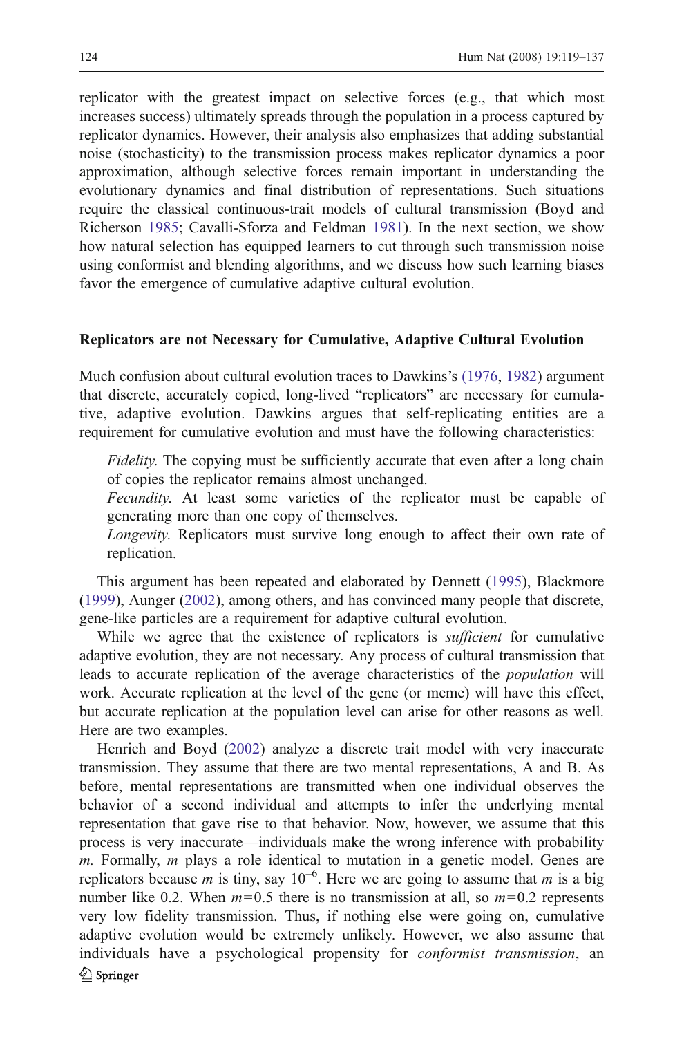replicator with the greatest impact on selective forces (e.g., that which most increases success) ultimately spreads through the population in a process captured by replicator dynamics. However, their analysis also emphasizes that adding substantial noise (stochasticity) to the transmission process makes replicator dynamics a poor approximation, although selective forces remain important in understanding the evolutionary dynamics and final distribution of representations. Such situations require the classical continuous-trait models of cultural transmission (Boyd and Richerson 1985; Cavalli-Sforza and Feldman 1981). In the next section, we show how natural selection has equipped learners to cut through such transmission noise using conformist and blending algorithms, and we discuss how such learning biases favor the emergence of cumulative adaptive cultural evolution.

## Replicators are not Necessary for Cumulative, Adaptive Cultural Evolution

Much confusion about cultural evolution traces to Dawkins's (1976, 1982) argument that discrete, accurately copied, long-lived "replicators" are necessary for cumulative, adaptive evolution. Dawkins argues that self-replicating entities are a requirement for cumulative evolution and must have the following characteristics:

> *Fidelity*. The copying must be sufficiently accurate that even after a long chain of copies the replicator remains almost unchanged.
>
> *Fecundity*. At least some varieties of the replicator must be capable of generating more than one copy of themselves.
>
> *Longevity*. Replicators must survive long enough to affect their own rate of replication.

This argument has been repeated and elaborated by Dennett (1995), Blackmore (1999), Aunger (2002), among others, and has convinced many people that discrete, gene-like particles are a requirement for adaptive cultural evolution.

While we agree that the existence of replicators is *sufficient* for cumulative adaptive evolution, they are not necessary. Any process of cultural transmission that leads to accurate replication of the average characteristics of the *population* will work. Accurate replication at the level of the gene (or meme) will have this effect, but accurate replication at the population level can arise for other reasons as well. Here are two examples.

Henrich and Boyd (2002) analyze a discrete trait model with very inaccurate transmission. They assume that there are two mental representations, A and B. As before, mental representations are transmitted when one individual observes the behavior of a second individual and attempts to infer the underlying mental representation that gave rise to that behavior. Now, however, we assume that this process is very inaccurate—individuals make the wrong inference with probability $m$. Formally, $m$ plays a role identical to mutation in a genetic model. Genes are replicators because $m$ is tiny, say $10^{-6}$. Here we are going to assume that $m$ is a big number like 0.2. When $m=0.5$ there is no transmission at all, so $m=0.2$ represents very low fidelity transmission. Thus, if nothing else were going on, cumulative adaptive evolution would be extremely unlikely. However, we also assume that individuals have a psychological propensity for *conformist transmission*, an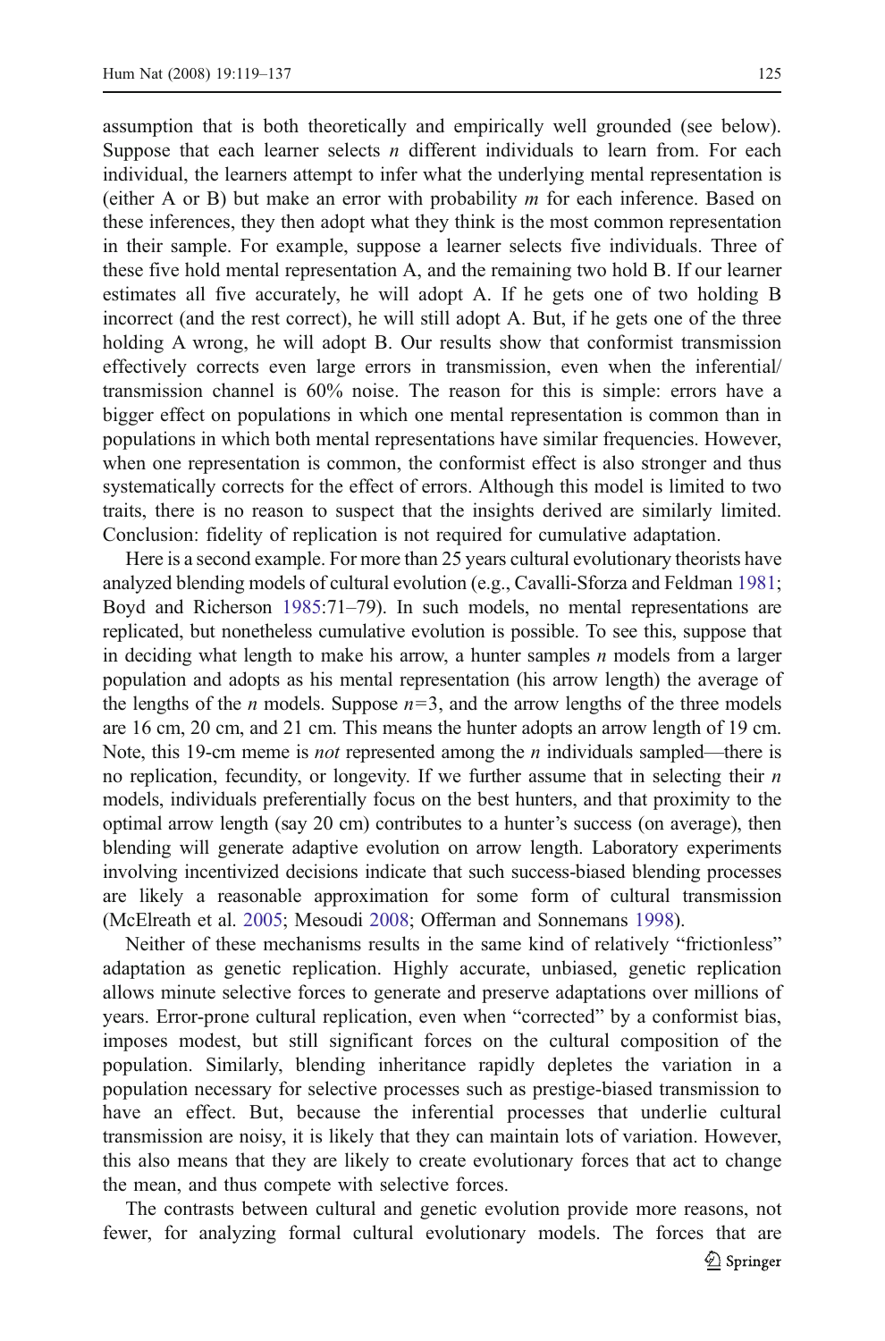assumption that is both theoretically and empirically well grounded (see below). Suppose that each learner selects $n$ different individuals to learn from. For each individual, the learners attempt to infer what the underlying mental representation is (either A or B) but make an error with probability $m$ for each inference. Based on these inferences, they then adopt what they think is the most common representation in their sample. For example, suppose a learner selects five individuals. Three of these five hold mental representation A, and the remaining two hold B. If our learner estimates all five accurately, he will adopt A. If he gets one of two holding B incorrect (and the rest correct), he will still adopt A. But, if he gets one of the three holding A wrong, he will adopt B. Our results show that conformist transmission effectively corrects even large errors in transmission, even when the inferential/transmission channel is 60% noise. The reason for this is simple: errors have a bigger effect on populations in which one mental representation is common than in populations in which both mental representations have similar frequencies. However, when one representation is common, the conformist effect is also stronger and thus systematically corrects for the effect of errors. Although this model is limited to two traits, there is no reason to suspect that the insights derived are similarly limited. Conclusion: fidelity of replication is not required for cumulative adaptation.

Here is a second example. For more than 25 years cultural evolutionary theorists have analyzed blending models of cultural evolution (e.g., Cavalli-Sforza and Feldman 1981; Boyd and Richerson 1985:71–79). In such models, no mental representations are replicated, but nonetheless cumulative evolution is possible. To see this, suppose that in deciding what length to make his arrow, a hunter samples $n$ models from a larger population and adopts as his mental representation (his arrow length) the average of the lengths of the $n$ models. Suppose $n=3$, and the arrow lengths of the three models are 16 cm, 20 cm, and 21 cm. This means the hunter adopts an arrow length of 19 cm. Note, this 19-cm meme is *not* represented among the $n$ individuals sampled—there is no replication, fecundity, or longevity. If we further assume that in selecting their $n$ models, individuals preferentially focus on the best hunters, and that proximity to the optimal arrow length (say 20 cm) contributes to a hunter's success (on average), then blending will generate adaptive evolution on arrow length. Laboratory experiments involving incentivized decisions indicate that such success-biased blending processes are likely a reasonable approximation for some form of cultural transmission (McElreath et al. 2005; Mesoudi 2008; Offerman and Sonnemans 1998).

Neither of these mechanisms results in the same kind of relatively "frictionless" adaptation as genetic replication. Highly accurate, unbiased, genetic replication allows minute selective forces to generate and preserve adaptations over millions of years. Error-prone cultural replication, even when "corrected" by a conformist bias, imposes modest, but still significant forces on the cultural composition of the population. Similarly, blending inheritance rapidly depletes the variation in a population necessary for selective processes such as prestige-biased transmission to have an effect. But, because the inferential processes that underlie cultural transmission are noisy, it is likely that they can maintain lots of variation. However, this also means that they are likely to create evolutionary forces that act to change the mean, and thus compete with selective forces.

The contrasts between cultural and genetic evolution provide more reasons, not fewer, for analyzing formal cultural evolutionary models. The forces that are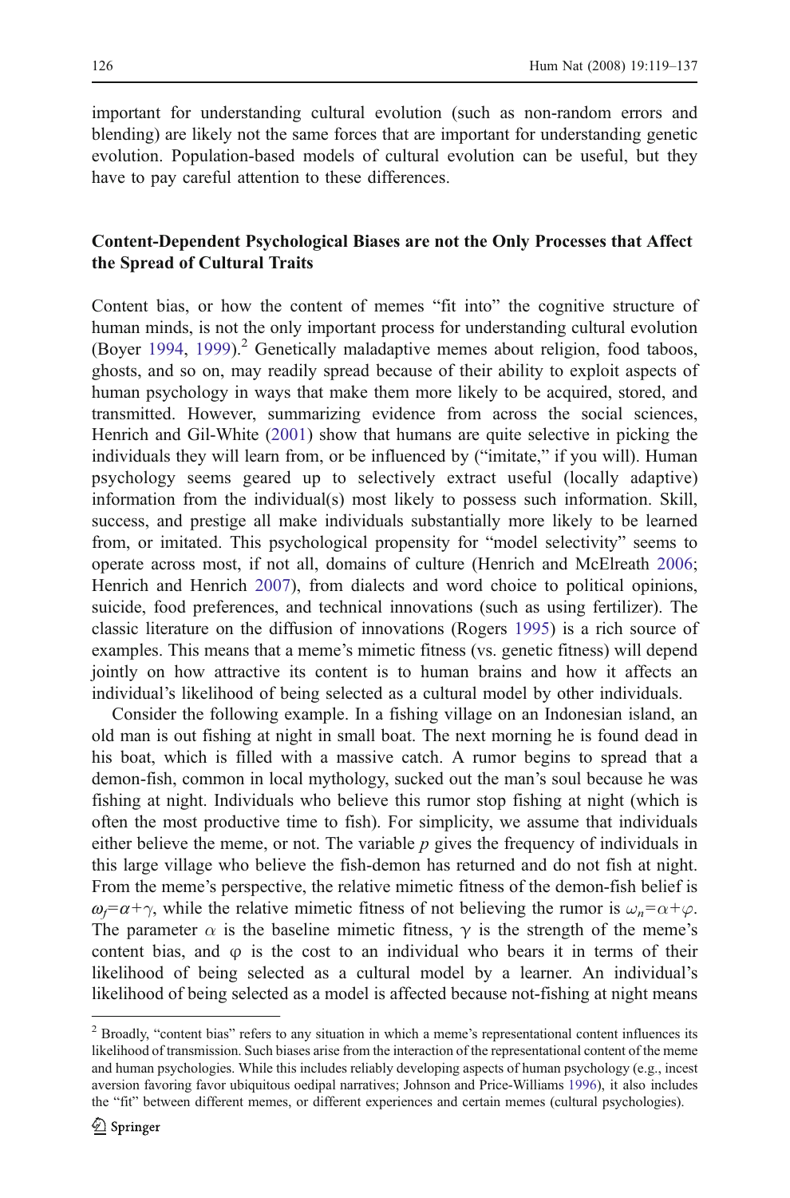important for understanding cultural evolution (such as non-random errors and blending) are likely not the same forces that are important for understanding genetic evolution. Population-based models of cultural evolution can be useful, but they have to pay careful attention to these differences.

## Content-Dependent Psychological Biases are not the Only Processes that Affect the Spread of Cultural Traits

Content bias, or how the content of memes "fit into" the cognitive structure of human minds, is not the only important process for understanding cultural evolution (Boyer 1994, 1999).[2] Genetically maladaptive memes about religion, food taboos, ghosts, and so on, may readily spread because of their ability to exploit aspects of human psychology in ways that make them more likely to be acquired, stored, and transmitted. However, summarizing evidence from across the social sciences, Henrich and Gil-White (2001) show that humans are quite selective in picking the individuals they will learn from, or be influenced by ("imitate," if you will). Human psychology seems geared up to selectively extract useful (locally adaptive) information from the individual(s) most likely to possess such information. Skill, success, and prestige all make individuals substantially more likely to be learned from, or imitated. This psychological propensity for "model selectivity" seems to operate across most, if not all, domains of culture (Henrich and McElreath 2006; Henrich and Henrich 2007), from dialects and word choice to political opinions, suicide, food preferences, and technical innovations (such as using fertilizer). The classic literature on the diffusion of innovations (Rogers 1995) is a rich source of examples. This means that a meme's mimetic fitness (vs. genetic fitness) will depend jointly on how attractive its content is to human brains and how it affects an individual's likelihood of being selected as a cultural model by other individuals.

Consider the following example. In a fishing village on an Indonesian island, an old man is out fishing at night in small boat. The next morning he is found dead in his boat, which is filled with a massive catch. A rumor begins to spread that a demon-fish, common in local mythology, sucked out the man's soul because he was fishing at night. Individuals who believe this rumor stop fishing at night (which is often the most productive time to fish). For simplicity, we assume that individuals either believe the meme, or not. The variable $p$ gives the frequency of individuals in this large village who believe the fish-demon has returned and do not fish at night. From the meme's perspective, the relative mimetic fitness of the demon-fish belief is $\omega_f = \alpha + \gamma$, while the relative mimetic fitness of not believing the rumor is $\omega_n = \alpha + \varphi$. The parameter $\alpha$ is the baseline mimetic fitness, $\gamma$ is the strength of the meme's content bias, and $\varphi$ is the cost to an individual who bears it in terms of their likelihood of being selected as a cultural model by a learner. An individual's likelihood of being selected as a model is affected because not-fishing at night means

[2] Broadly, "content bias" refers to any situation in which a meme's representational content influences its likelihood of transmission. Such biases arise from the interaction of the representational content of the meme and human psychologies. While this includes reliably developing aspects of human psychology (e.g., incest aversion favoring favor ubiquitous oedipal narratives; Johnson and Price-Williams 1996), it also includes the "fit" between different memes, or different experiences and certain memes (cultural psychologies).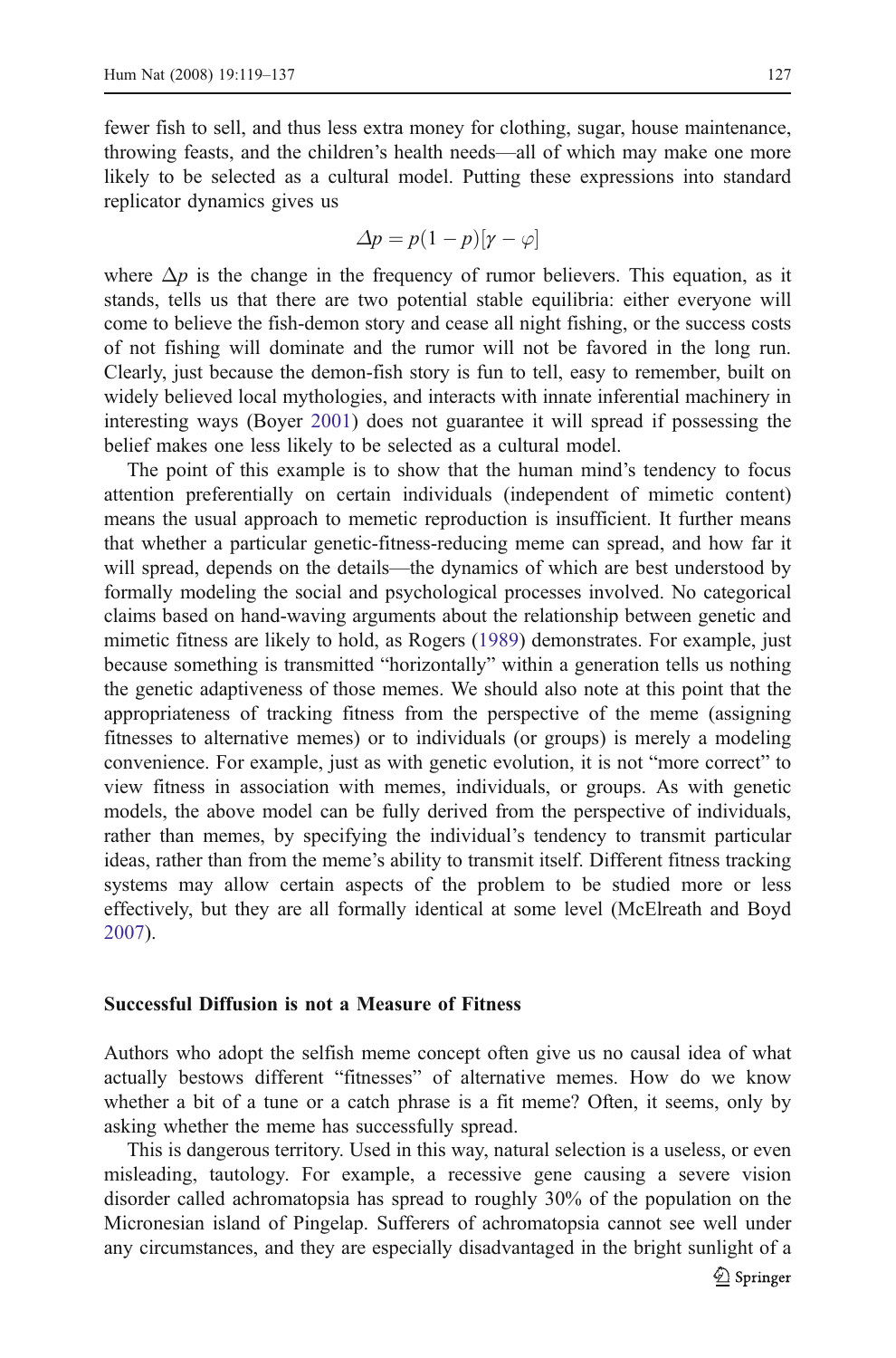fewer fish to sell, and thus less extra money for clothing, sugar, house maintenance, throwing feasts, and the children's health needs—all of which may make one more likely to be selected as a cultural model. Putting these expressions into standard replicator dynamics gives us

$$\Delta p = p(1 - p)[\gamma - \varphi]$$

where $\Delta p$ is the change in the frequency of rumor believers. This equation, as it stands, tells us that there are two potential stable equilibria: either everyone will come to believe the fish-demon story and cease all night fishing, or the success costs of not fishing will dominate and the rumor will not be favored in the long run. Clearly, just because the demon-fish story is fun to tell, easy to remember, built on widely believed local mythologies, and interacts with innate inferential machinery in interesting ways (Boyer 2001) does not guarantee it will spread if possessing the belief makes one less likely to be selected as a cultural model.

The point of this example is to show that the human mind's tendency to focus attention preferentially on certain individuals (independent of mimetic content) means the usual approach to memetic reproduction is insufficient. It further means that whether a particular genetic-fitness-reducing meme can spread, and how far it will spread, depends on the details—the dynamics of which are best understood by formally modeling the social and psychological processes involved. No categorical claims based on hand-waving arguments about the relationship between genetic and mimetic fitness are likely to hold, as Rogers (1989) demonstrates. For example, just because something is transmitted "horizontally" within a generation tells us nothing about the genetic adaptiveness of those memes. We should also note at this point that the appropriateness of tracking fitness from the perspective of the meme (assigning fitnesses to alternative memes) or to individuals (or groups) is merely a modeling convenience. For example, just as with genetic evolution, it is not "more correct" to view fitness in association with memes, individuals, or groups. As with genetic models, the above model can be fully derived from the perspective of individuals, rather than memes, by specifying the individual's tendency to transmit particular ideas, rather than from the meme's ability to transmit itself. Different fitness tracking systems may allow certain aspects of the problem to be studied more or less effectively, but they are all formally identical at some level (McElreath and Boyd 2007).

## Successful Diffusion is not a Measure of Fitness

Authors who adopt the selfish meme concept often give us no causal idea of what actually bestows different "fitnesses" of alternative memes. How do we know whether a bit of a tune or a catch phrase is a fit meme? Often, it seems, only by asking whether the meme has successfully spread.

This is dangerous territory. Used in this way, natural selection is a useless, or even misleading, tautology. For example, a recessive gene causing a severe vision disorder called achromatopsia has spread to roughly 30% of the population on the Micronesian island of Pingelap. Sufferers of achromatopsia cannot see well under any circumstances, and they are especially disadvantaged in the bright sunlight of a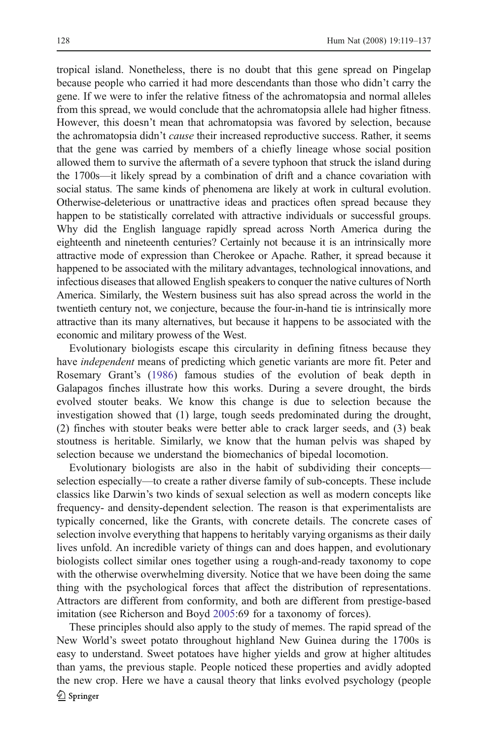tropical island. Nonetheless, there is no doubt that this gene spread on Pingelap because people who carried it had more descendants than those who didn't carry the gene. If we were to infer the relative fitness of the achromatopsia and normal alleles from this spread, we would conclude that the achromatopsia allele had higher fitness. However, this doesn't mean that achromatopsia was favored by selection, because the achromatopsia didn't *cause* their increased reproductive success. Rather, it seems that the gene was carried by members of a chiefly lineage whose social position allowed them to survive the aftermath of a severe typhoon that struck the island during the 1700s—it likely spread by a combination of drift and a chance covariation with social status. The same kinds of phenomena are likely at work in cultural evolution. Otherwise-deleterious or unattractive ideas and practices often spread because they happen to be statistically correlated with attractive individuals or successful groups. Why did the English language rapidly spread across North America during the eighteenth and nineteenth centuries? Certainly not because it is an intrinsically more attractive mode of expression than Cherokee or Apache. Rather, it spread because it happened to be associated with the military advantages, technological innovations, and infectious diseases that allowed English speakers to conquer the native cultures of North America. Similarly, the Western business suit has also spread across the world in the twentieth century not, we conjecture, because the four-in-hand tie is intrinsically more attractive than its many alternatives, but because it happens to be associated with the economic and military prowess of the West.

Evolutionary biologists escape this circularity in defining fitness because they have *independent* means of predicting which genetic variants are more fit. Peter and Rosemary Grant's (1986) famous studies of the evolution of beak depth in Galapagos finches illustrate how this works. During a severe drought, the birds evolved stouter beaks. We know this change is due to selection because the investigation showed that (1) large, tough seeds predominated during the drought, (2) finches with stouter beaks were better able to crack larger seeds, and (3) beak stoutness is heritable. Similarly, we know that the human pelvis was shaped by selection because we understand the biomechanics of bipedal locomotion.

Evolutionary biologists are also in the habit of subdividing their concepts—selection especially—to create a rather diverse family of sub-concepts. These include classics like Darwin's two kinds of sexual selection as well as modern concepts like frequency- and density-dependent selection. The reason is that experimentalists are typically concerned, like the Grants, with concrete details. The concrete cases of selection involve everything that happens to heritably varying organisms as their daily lives unfold. An incredible variety of things can and does happen, and evolutionary biologists collect similar ones together using a rough-and-ready taxonomy to cope with the otherwise overwhelming diversity. Notice that we have been doing the same thing with the psychological forces that affect the distribution of representations. Attractors are different from conformity, and both are different from prestige-based imitation (see Richerson and Boyd 2005:69 for a taxonomy of forces).

These principles should also apply to the study of memes. The rapid spread of the New World's sweet potato throughout highland New Guinea during the 1700s is easy to understand. Sweet potatoes have higher yields and grow at higher altitudes than yams, the previous staple. People noticed these properties and avidly adopted the new crop. Here we have a causal theory that links evolved psychology (people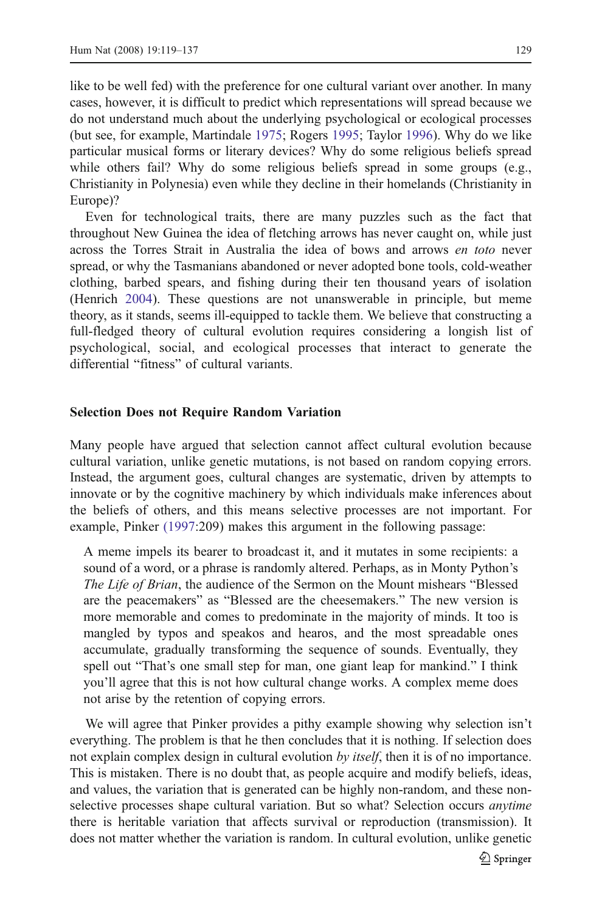like to be well fed) with the preference for one cultural variant over another. In many cases, however, it is difficult to predict which representations will spread because we do not understand much about the underlying psychological or ecological processes (but see, for example, Martindale 1975; Rogers 1995; Taylor 1996). Why do we like particular musical forms or literary devices? Why do some religious beliefs spread while others fail? Why do some religious beliefs spread in some groups (e.g., Christianity in Polynesia) even while they decline in their homelands (Christianity in Europe)?

Even for technological traits, there are many puzzles such as the fact that throughout New Guinea the idea of fletching arrows has never caught on, while just across the Torres Strait in Australia the idea of bows and arrows *en toto* never spread, or why the Tasmanians abandoned or never adopted bone tools, cold-weather clothing, barbed spears, and fishing during their ten thousand years of isolation (Henrich 2004). These questions are not unanswerable in principle, but meme theory, as it stands, seems ill-equipped to tackle them. We believe that constructing a full-fledged theory of cultural evolution requires considering a longish list of psychological, social, and ecological processes that interact to generate the differential "fitness" of cultural variants.

**Selection Does not Require Random Variation**

Many people have argued that selection cannot affect cultural evolution because cultural variation, unlike genetic mutations, is not based on random copying errors. Instead, the argument goes, cultural changes are systematic, driven by attempts to innovate or by the cognitive machinery by which individuals make inferences about the beliefs of others, and this means selective processes are not important. For example, Pinker (1997:209) makes this argument in the following passage:

> A meme impels its bearer to broadcast it, and it mutates in some recipients: a sound of a word, or a phrase is randomly altered. Perhaps, as in Monty Python's *The Life of Brian*, the audience of the Sermon on the Mount mishears "Blessed are the peacemakers" as "Blessed are the cheesemakers." The new version is more memorable and comes to predominate in the majority of minds. It too is mangled by typos and speakos and hearos, and the most spreadable ones accumulate, gradually transforming the sequence of sounds. Eventually, they spell out "That's one small step for man, one giant leap for mankind." I think you'll agree that this is not how cultural change works. A complex meme does not arise by the retention of copying errors.

We will agree that Pinker provides a pithy example showing why selection isn't everything. The problem is that he then concludes that it is nothing. If selection does not explain complex design in cultural evolution *by itself*, then it is of no importance. This is mistaken. There is no doubt that, as people acquire and modify beliefs, ideas, and values, the variation that is generated can be highly non-random, and these non-selective processes shape cultural variation. But so what? Selection occurs *anytime* there is heritable variation that affects survival or reproduction (transmission). It does not matter whether the variation is random. In cultural evolution, unlike genetic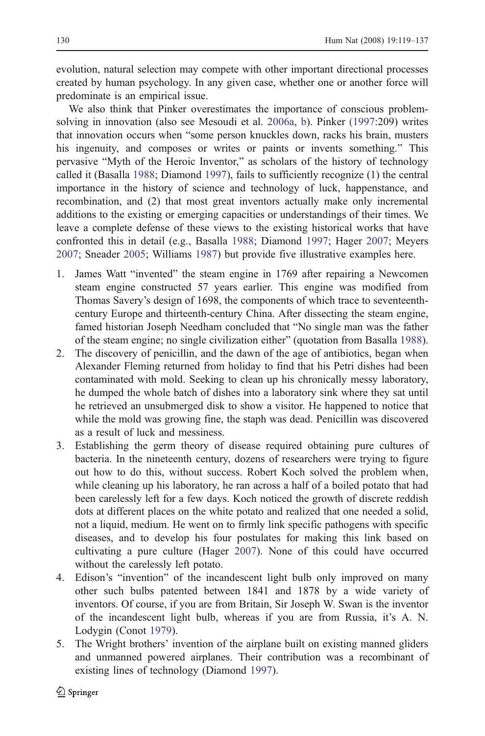evolution, natural selection may compete with other important directional processes created by human psychology. In any given case, whether one or another force will predominate is an empirical issue.

We also think that Pinker overestimates the importance of conscious problem-solving in innovation (also see Mesoudi et al. 2006a, b). Pinker (1997:209) writes that innovation occurs when "some person knuckles down, racks his brain, musters his ingenuity, and composes or writes or paints or invents something." This pervasive "Myth of the Heroic Inventor," as scholars of the history of technology called it (Basalla 1988; Diamond 1997), fails to sufficiently recognize (1) the central importance in the history of science and technology of luck, happenstance, and recombination, and (2) that most great inventors actually make only incremental additions to the existing or emerging capacities or understandings of their times. We leave a complete defense of these views to the existing historical works that have confronted this in detail (e.g., Basalla 1988; Diamond 1997; Hager 2007; Meyers 2007; Sneader 2005; Williams 1987) but provide five illustrative examples here.

1. James Watt "invented" the steam engine in 1769 after repairing a Newcomen steam engine constructed 57 years earlier. This engine was modified from Thomas Savery's design of 1698, the components of which trace to seventeenth-century Europe and thirteenth-century China. After dissecting the steam engine, famed historian Joseph Needham concluded that "No single man was the father of the steam engine; no single civilization either" (quotation from Basalla 1988).
2. The discovery of penicillin, and the dawn of the age of antibiotics, began when Alexander Fleming returned from holiday to find that his Petri dishes had been contaminated with mold. Seeking to clean up his chronically messy laboratory, he dumped the whole batch of dishes into a laboratory sink where they sat until he retrieved an unsubmerged disk to show a visitor. He happened to notice that while the mold was growing fine, the staph was dead. Penicillin was discovered as a result of luck and messiness.
3. Establishing the germ theory of disease required obtaining pure cultures of bacteria. In the nineteenth century, dozens of researchers were trying to figure out how to do this, without success. Robert Koch solved the problem when, while cleaning up his laboratory, he ran across a half of a boiled potato that had been carelessly left for a few days. Koch noticed the growth of discrete reddish dots at different places on the white potato and realized that one needed a solid, not a liquid, medium. He went on to firmly link specific pathogens with specific diseases, and to develop his four postulates for making this link based on cultivating a pure culture (Hager 2007). None of this could have occurred without the carelessly left potato.
4. Edison's "invention" of the incandescent light bulb only improved on many other such bulbs patented between 1841 and 1878 by a wide variety of inventors. Of course, if you are from Britain, Sir Joseph W. Swan is the inventor of the incandescent light bulb, whereas if you are from Russia, it's A. N. Lodygin (Conot 1979).
5. The Wright brothers' invention of the airplane built on existing manned gliders and unmanned powered airplanes. Their contribution was a recombinant of existing lines of technology (Diamond 1997).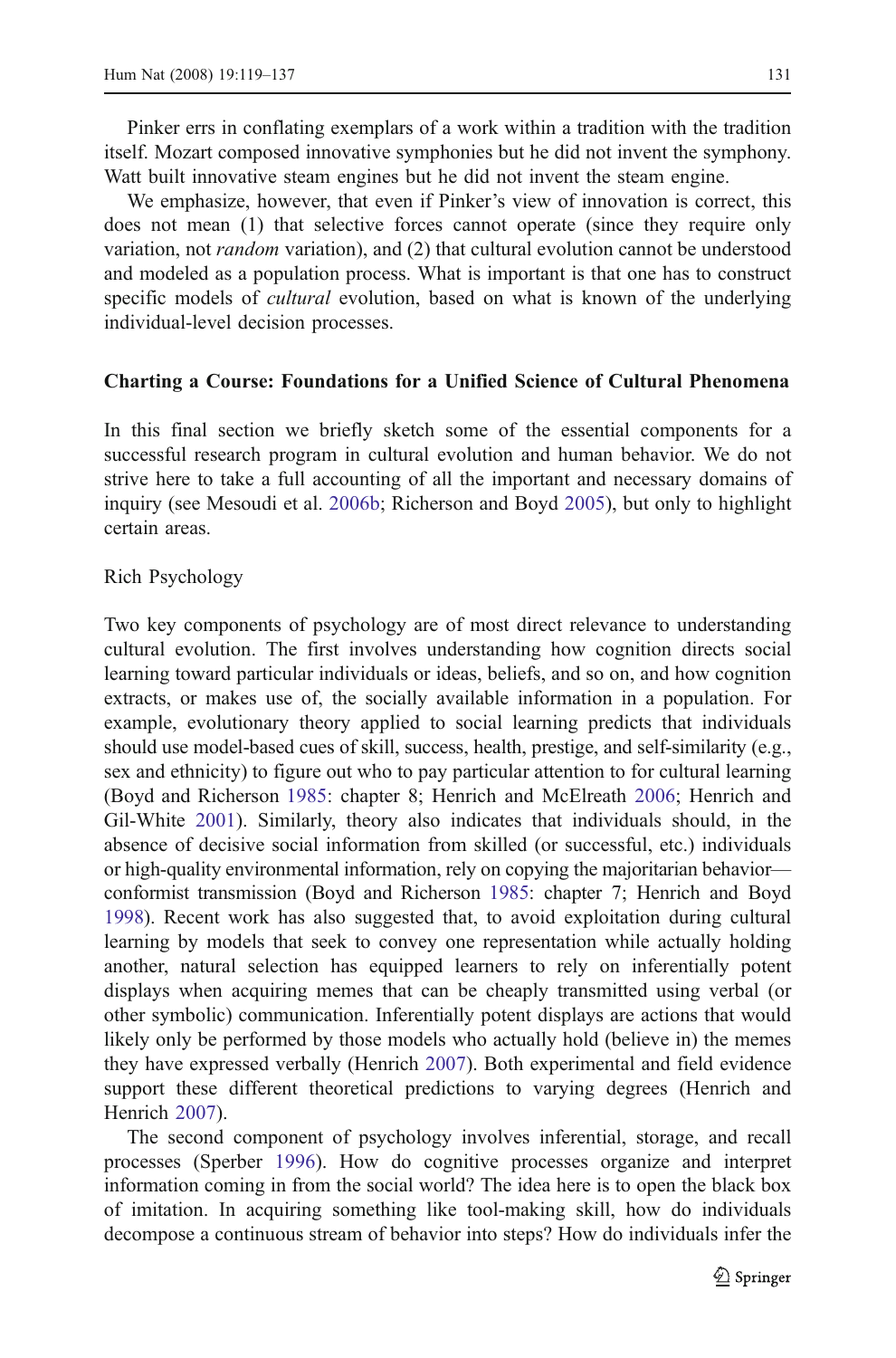Pinker errs in conflating exemplars of a work within a tradition with the tradition itself. Mozart composed innovative symphonies but he did not invent the symphony. Watt built innovative steam engines but he did not invent the steam engine.

We emphasize, however, that even if Pinker's view of innovation is correct, this does not mean (1) that selective forces cannot operate (since they require only variation, not *random* variation), and (2) that cultural evolution cannot be understood and modeled as a population process. What is important is that one has to construct specific models of *cultural* evolution, based on what is known of the underlying individual-level decision processes.

## Charting a Course: Foundations for a Unified Science of Cultural Phenomena

In this final section we briefly sketch some of the essential components for a successful research program in cultural evolution and human behavior. We do not strive here to take a full accounting of all the important and necessary domains of inquiry (see Mesoudi et al. 2006b; Richerson and Boyd 2005), but only to highlight certain areas.

### Rich Psychology

Two key components of psychology are of most direct relevance to understanding cultural evolution. The first involves understanding how cognition directs social learning toward particular individuals or ideas, beliefs, and so on, and how cognition extracts, or makes use of, the socially available information in a population. For example, evolutionary theory applied to social learning predicts that individuals should use model-based cues of skill, success, health, prestige, and self-similarity (e.g., sex and ethnicity) to figure out who to pay particular attention to for cultural learning (Boyd and Richerson 1985: chapter 8; Henrich and McElreath 2006; Henrich and Gil-White 2001). Similarly, theory also indicates that individuals should, in the absence of decisive social information from skilled (or successful, etc.) individuals or high-quality environmental information, rely on copying the majoritarian behavior—conformist transmission (Boyd and Richerson 1985: chapter 7; Henrich and Boyd 1998). Recent work has also suggested that, to avoid exploitation during cultural learning by models that seek to convey one representation while actually holding another, natural selection has equipped learners to rely on inferentially potent displays when acquiring memes that can be cheaply transmitted using verbal (or other symbolic) communication. Inferentially potent displays are actions that would likely only be performed by those models who actually hold (believe in) the memes they have expressed verbally (Henrich 2007). Both experimental and field evidence support these different theoretical predictions to varying degrees (Henrich and Henrich 2007).

The second component of psychology involves inferential, storage, and recall processes (Sperber 1996). How do cognitive processes organize and interpret information coming in from the social world? The idea here is to open the black box of imitation. In acquiring something like tool-making skill, how do individuals decompose a continuous stream of behavior into steps? How do individuals infer the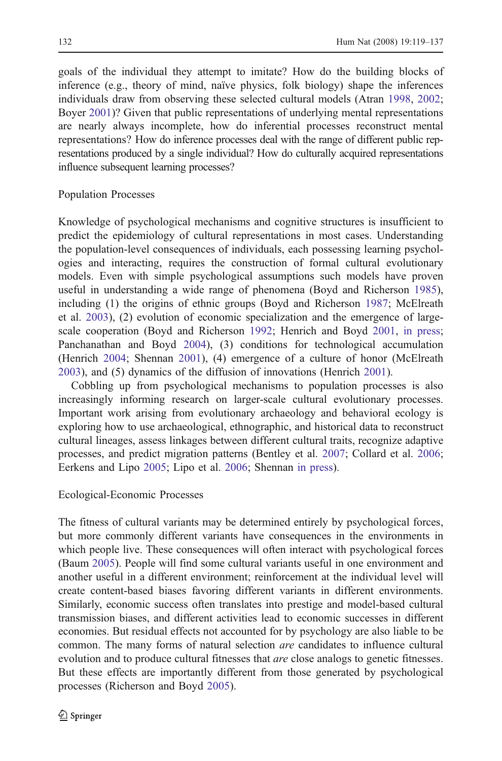goals of the individual they attempt to imitate? How do the building blocks of inference (e.g., theory of mind, naïve physics, folk biology) shape the inferences individuals draw from observing these selected cultural models (Atran 1998, 2002; Boyer 2001)? Given that public representations of underlying mental representations are nearly always incomplete, how do inferential processes reconstruct mental representations? How do inference processes deal with the range of different public representations produced by a single individual? How do culturally acquired representations influence subsequent learning processes?

### Population Processes

Knowledge of psychological mechanisms and cognitive structures is insufficient to predict the epidemiology of cultural representations in most cases. Understanding the population-level consequences of individuals, each possessing learning psychologies and interacting, requires the construction of formal cultural evolutionary models. Even with simple psychological assumptions such models have proven useful in understanding a wide range of phenomena (Boyd and Richerson 1985), including (1) the origins of ethnic groups (Boyd and Richerson 1987; McElreath et al. 2003), (2) evolution of economic specialization and the emergence of large-scale cooperation (Boyd and Richerson 1992; Henrich and Boyd 2001, in press; Panchanathan and Boyd 2004), (3) conditions for technological accumulation (Henrich 2004; Shennan 2001), (4) emergence of a culture of honor (McElreath 2003), and (5) dynamics of the diffusion of innovations (Henrich 2001).

Cobbling up from psychological mechanisms to population processes is also increasingly informing research on larger-scale cultural evolutionary processes. Important work arising from evolutionary archaeology and behavioral ecology is exploring how to use archaeological, ethnographic, and historical data to reconstruct cultural lineages, assess linkages between different cultural traits, recognize adaptive processes, and predict migration patterns (Bentley et al. 2007; Collard et al. 2006; Eerkens and Lipo 2005; Lipo et al. 2006; Shennan in press).

### Ecological-Economic Processes

The fitness of cultural variants may be determined entirely by psychological forces, but more commonly different variants have consequences in the environments in which people live. These consequences will often interact with psychological forces (Baum 2005). People will find some cultural variants useful in one environment and another useful in a different environment; reinforcement at the individual level will create content-based biases favoring different variants in different environments. Similarly, economic success often translates into prestige and model-based cultural transmission biases, and different activities lead to economic successes in different economies. But residual effects not accounted for by psychology are also liable to be common. The many forms of natural selection *are* candidates to influence cultural evolution and to produce cultural fitnesses that *are* close analogs to genetic fitnesses. But these effects are importantly different from those generated by psychological processes (Richerson and Boyd 2005).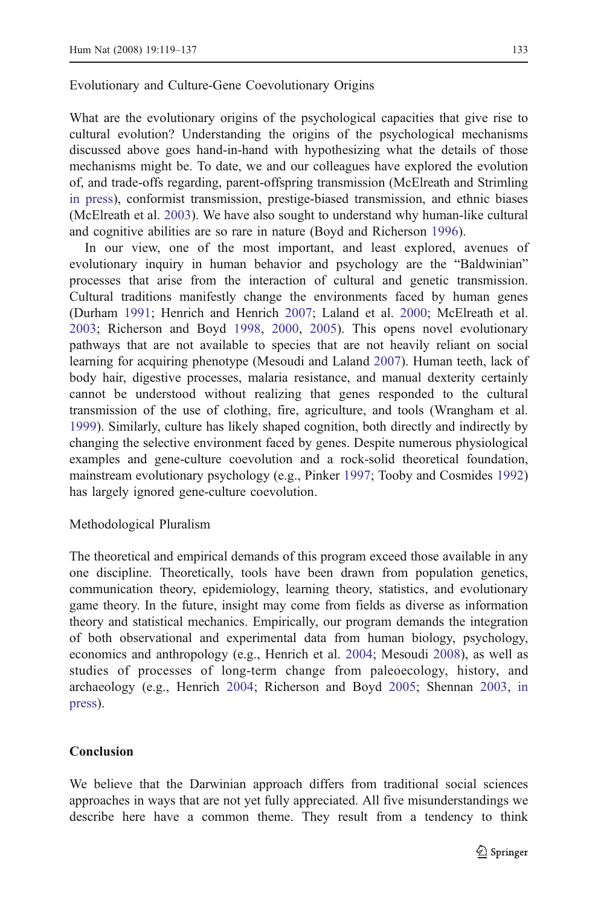### Evolutionary and Culture-Gene Coevolutionary Origins

What are the evolutionary origins of the psychological capacities that give rise to cultural evolution? Understanding the origins of the psychological mechanisms discussed above goes hand-in-hand with hypothesizing what the details of those mechanisms might be. To date, we and our colleagues have explored the evolution of, and trade-offs regarding, parent-offspring transmission (McElreath and Strimling in press), conformist transmission, prestige-biased transmission, and ethnic biases (McElreath et al. 2003). We have also sought to understand why human-like cultural and cognitive abilities are so rare in nature (Boyd and Richerson 1996).

In our view, one of the most important, and least explored, avenues of evolutionary inquiry in human behavior and psychology are the "Baldwinian" processes that arise from the interaction of cultural and genetic transmission. Cultural traditions manifestly change the environments faced by human genes (Durham 1991; Henrich and Henrich 2007; Laland et al. 2000; McElreath et al. 2003; Richerson and Boyd 1998, 2000, 2005). This opens novel evolutionary pathways that are not available to species that are not heavily reliant on social learning for acquiring phenotype (Mesoudi and Laland 2007). Human teeth, lack of body hair, digestive processes, malaria resistance, and manual dexterity certainly cannot be understood without realizing that genes responded to the cultural transmission of the use of clothing, fire, agriculture, and tools (Wrangham et al. 1999). Similarly, culture has likely shaped cognition, both directly and indirectly by changing the selective environment faced by genes. Despite numerous physiological examples and gene-culture coevolution and a rock-solid theoretical foundation, mainstream evolutionary psychology (e.g., Pinker 1997; Tooby and Cosmides 1992) has largely ignored gene-culture coevolution.

### Methodological Pluralism

The theoretical and empirical demands of this program exceed those available in any one discipline. Theoretically, tools have been drawn from population genetics, communication theory, epidemiology, learning theory, statistics, and evolutionary game theory. In the future, insight may come from fields as diverse as information theory and statistical mechanics. Empirically, our program demands the integration of both observational and experimental data from human biology, psychology, economics and anthropology (e.g., Henrich et al. 2004; Mesoudi 2008), as well as studies of processes of long-term change from paleoecology, history, and archaeology (e.g., Henrich 2004; Richerson and Boyd 2005; Shennan 2003, in press).

## Conclusion

We believe that the Darwinian approach differs from traditional social sciences approaches in ways that are not yet fully appreciated. All five misunderstandings we describe here have a common theme. They result from a tendency to think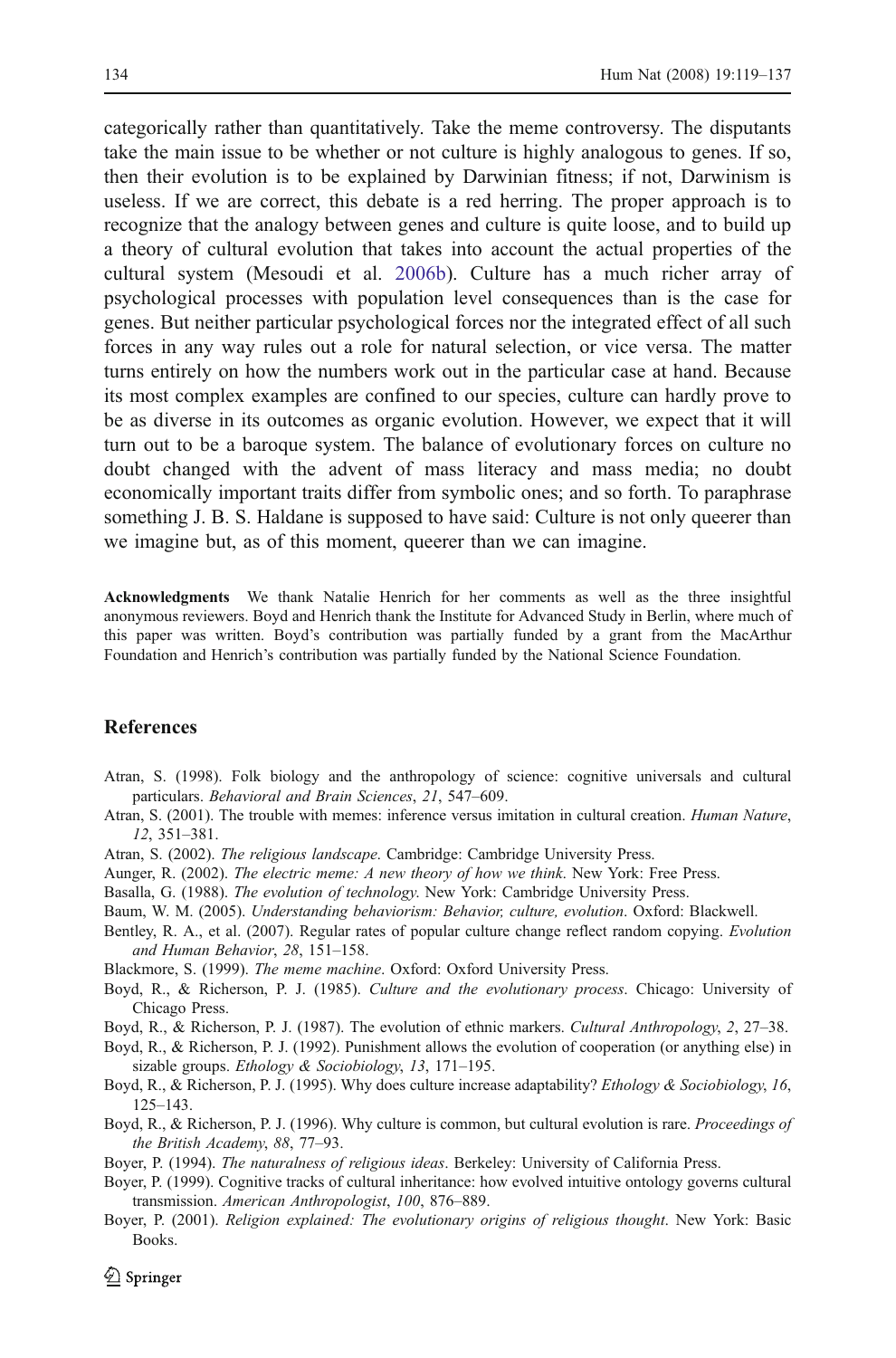categorically rather than quantitatively. Take the meme controversy. The disputants take the main issue to be whether or not culture is highly analogous to genes. If so, then their evolution is to be explained by Darwinian fitness; if not, Darwinism is useless. If we are correct, this debate is a red herring. The proper approach is to recognize that the analogy between genes and culture is quite loose, and to build up a theory of cultural evolution that takes into account the actual properties of the cultural system (Mesoudi et al. 2006b). Culture has a much richer array of psychological processes with population level consequences than is the case for genes. But neither particular psychological forces nor the integrated effect of all such forces in any way rules out a role for natural selection, or vice versa. The matter turns entirely on how the numbers work out in the particular case at hand. Because its most complex examples are confined to our species, culture can hardly prove to be as diverse in its outcomes as organic evolution. However, we expect that it will turn out to be a baroque system. The balance of evolutionary forces on culture no doubt changed with the advent of mass literacy and mass media; no doubt economically important traits differ from symbolic ones; and so forth. To paraphrase something J. B. S. Haldane is supposed to have said: Culture is not only queerer than we imagine but, as of this moment, queerer than we can imagine.

**Acknowledgments** We thank Natalie Henrich for her comments as well as the three insightful anonymous reviewers. Boyd and Henrich thank the Institute for Advanced Study in Berlin, where much of this paper was written. Boyd's contribution was partially funded by a grant from the MacArthur Foundation and Henrich's contribution was partially funded by the National Science Foundation.

## References

Atran, S. (1998). Folk biology and the anthropology of science: cognitive universals and cultural particulars. *Behavioral and Brain Sciences*, *21*, 547–609.

Atran, S. (2001). The trouble with memes: inference versus imitation in cultural creation. *Human Nature*, *12*, 351–381.

Atran, S. (2002). *The religious landscape*. Cambridge: Cambridge University Press.

Aunger, R. (2002). *The electric meme: A new theory of how we think*. New York: Free Press.

Basalla, G. (1988). *The evolution of technology*. New York: Cambridge University Press.

Baum, W. M. (2005). *Understanding behaviorism: Behavior, culture, evolution*. Oxford: Blackwell.

Bentley, R. A., et al. (2007). Regular rates of popular culture change reflect random copying. *Evolution and Human Behavior*, *28*, 151–158.

Blackmore, S. (1999). *The meme machine*. Oxford: Oxford University Press.

Boyd, R., & Richerson, P. J. (1985). *Culture and the evolutionary process*. Chicago: University of Chicago Press.

Boyd, R., & Richerson, P. J. (1987). The evolution of ethnic markers. *Cultural Anthropology*, *2*, 27–38.

Boyd, R., & Richerson, P. J. (1992). Punishment allows the evolution of cooperation (or anything else) in sizable groups. *Ethology & Sociobiology*, *13*, 171–195.

Boyd, R., & Richerson, P. J. (1995). Why does culture increase adaptability? *Ethology & Sociobiology*, *16*, 125–143.

Boyd, R., & Richerson, P. J. (1996). Why culture is common, but cultural evolution is rare. *Proceedings of the British Academy*, *88*, 77–93.

Boyer, P. (1994). *The naturalness of religious ideas*. Berkeley: University of California Press.

Boyer, P. (1999). Cognitive tracks of cultural inheritance: how evolved intuitive ontology governs cultural transmission. *American Anthropologist*, *100*, 876–889.

Boyer, P. (2001). *Religion explained: The evolutionary origins of religious thought*. New York: Basic Books.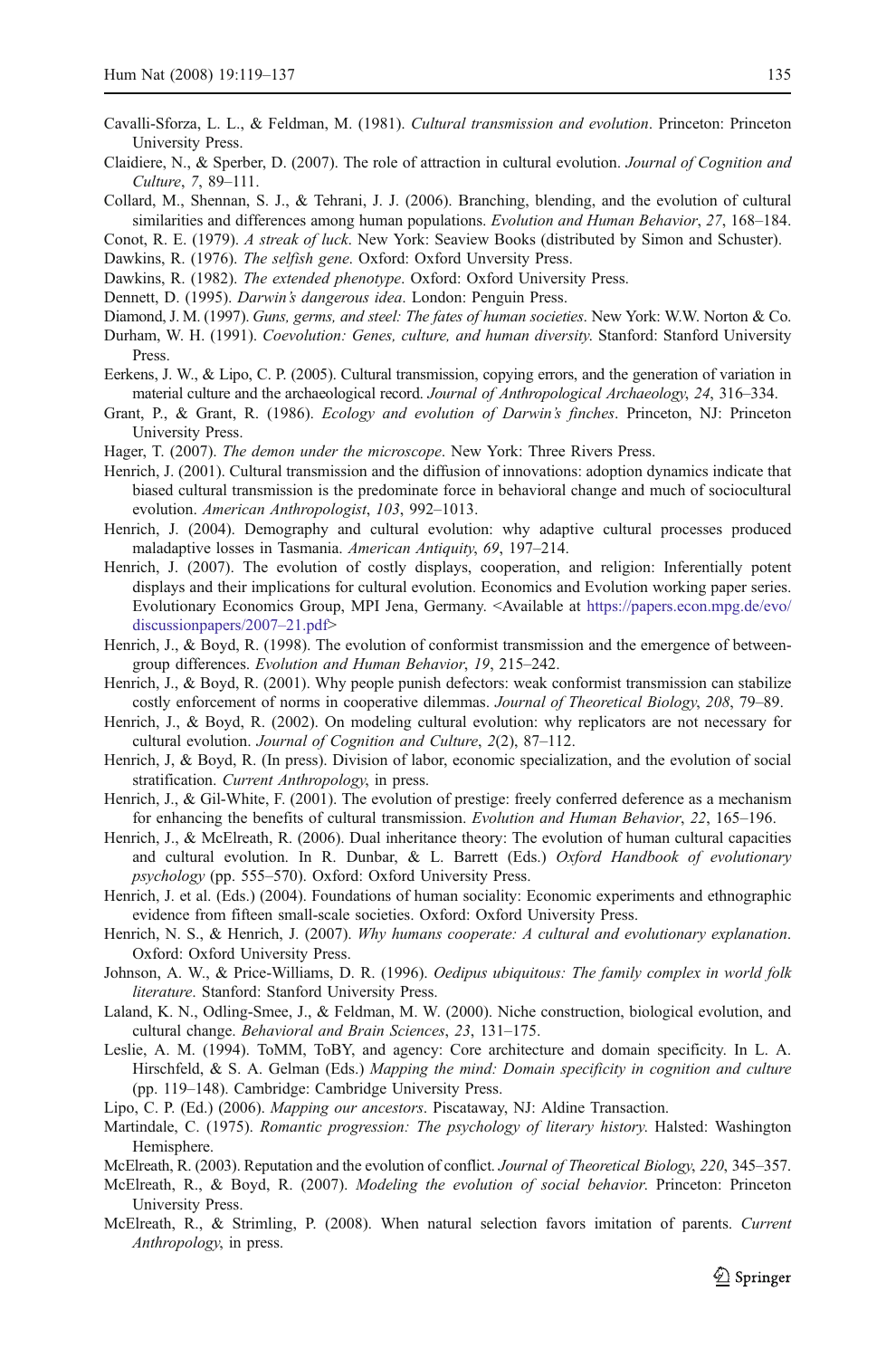Cavalli-Sforza, L. L., & Feldman, M. (1981). *Cultural transmission and evolution*. Princeton: Princeton University Press.

Claidiere, N., & Sperber, D. (2007). The role of attraction in cultural evolution. *Journal of Cognition and Culture*, *7*, 89–111.

Collard, M., Shennan, S. J., & Tehrani, J. J. (2006). Branching, blending, and the evolution of cultural similarities and differences among human populations. *Evolution and Human Behavior*, *27*, 168–184.

Conot, R. E. (1979). *A streak of luck*. New York: Seaview Books (distributed by Simon and Schuster).

Dawkins, R. (1976). *The selfish gene*. Oxford: Oxford Unversity Press.

Dawkins, R. (1982). *The extended phenotype*. Oxford: Oxford University Press.

Dennett, D. (1995). *Darwin's dangerous idea*. London: Penguin Press.

Diamond, J. M. (1997). *Guns, germs, and steel: The fates of human societies*. New York: W.W. Norton & Co.

Durham, W. H. (1991). *Coevolution: Genes, culture, and human diversity*. Stanford: Stanford University Press.

Eerkens, J. W., & Lipo, C. P. (2005). Cultural transmission, copying errors, and the generation of variation in material culture and the archaeological record. *Journal of Anthropological Archaeology*, *24*, 316–334.

Grant, P., & Grant, R. (1986). *Ecology and evolution of Darwin's finches*. Princeton, NJ: Princeton University Press.

Hager, T. (2007). *The demon under the microscope*. New York: Three Rivers Press.

Henrich, J. (2001). Cultural transmission and the diffusion of innovations: adoption dynamics indicate that biased cultural transmission is the predominate force in behavioral change and much of sociocultural evolution. *American Anthropologist*, *103*, 992–1013.

Henrich, J. (2004). Demography and cultural evolution: why adaptive cultural processes produced maladaptive losses in Tasmania. *American Antiquity*, *69*, 197–214.

Henrich, J. (2007). The evolution of costly displays, cooperation, and religion: Inferentially potent displays and their implications for cultural evolution. Economics and Evolution working paper series. Evolutionary Economics Group, MPI Jena, Germany. <Available at https://papers.econ.mpg.de/evo/discussionpapers/2007–21.pdf>

Henrich, J., & Boyd, R. (1998). The evolution of conformist transmission and the emergence of between-group differences. *Evolution and Human Behavior*, *19*, 215–242.

Henrich, J., & Boyd, R. (2001). Why people punish defectors: weak conformist transmission can stabilize costly enforcement of norms in cooperative dilemmas. *Journal of Theoretical Biology*, *208*, 79–89.

Henrich, J., & Boyd, R. (2002). On modeling cultural evolution: why replicators are not necessary for cultural evolution. *Journal of Cognition and Culture*, *2*(2), 87–112.

Henrich, J, & Boyd, R. (In press). Division of labor, economic specialization, and the evolution of social stratification. *Current Anthropology*, in press.

Henrich, J., & Gil-White, F. (2001). The evolution of prestige: freely conferred deference as a mechanism for enhancing the benefits of cultural transmission. *Evolution and Human Behavior*, *22*, 165–196.

Henrich, J., & McElreath, R. (2006). Dual inheritance theory: The evolution of human cultural capacities and cultural evolution. In R. Dunbar, & L. Barrett (Eds.) *Oxford Handbook of evolutionary psychology* (pp. 555–570). Oxford: Oxford University Press.

Henrich, J. et al. (Eds.) (2004). Foundations of human sociality: Economic experiments and ethnographic evidence from fifteen small-scale societies. Oxford: Oxford University Press.

Henrich, N. S., & Henrich, J. (2007). *Why humans cooperate: A cultural and evolutionary explanation*. Oxford: Oxford University Press.

Johnson, A. W., & Price-Williams, D. R. (1996). *Oedipus ubiquitous: The family complex in world folk literature*. Stanford: Stanford University Press.

Laland, K. N., Odling-Smee, J., & Feldman, M. W. (2000). Niche construction, biological evolution, and cultural change. *Behavioral and Brain Sciences*, *23*, 131–175.

Leslie, A. M. (1994). ToMM, ToBY, and agency: Core architecture and domain specificity. In L. A. Hirschfeld, & S. A. Gelman (Eds.) *Mapping the mind: Domain specificity in cognition and culture* (pp. 119–148). Cambridge: Cambridge University Press.

Lipo, C. P. (Ed.) (2006). *Mapping our ancestors*. Piscataway, NJ: Aldine Transaction.

Martindale, C. (1975). *Romantic progression: The psychology of literary history*. Halsted: Washington Hemisphere.

McElreath, R. (2003). Reputation and the evolution of conflict. *Journal of Theoretical Biology*, *220*, 345–357.

McElreath, R., & Boyd, R. (2007). *Modeling the evolution of social behavior*. Princeton: Princeton University Press.

McElreath, R., & Strimling, P. (2008). When natural selection favors imitation of parents. *Current Anthropology*, in press.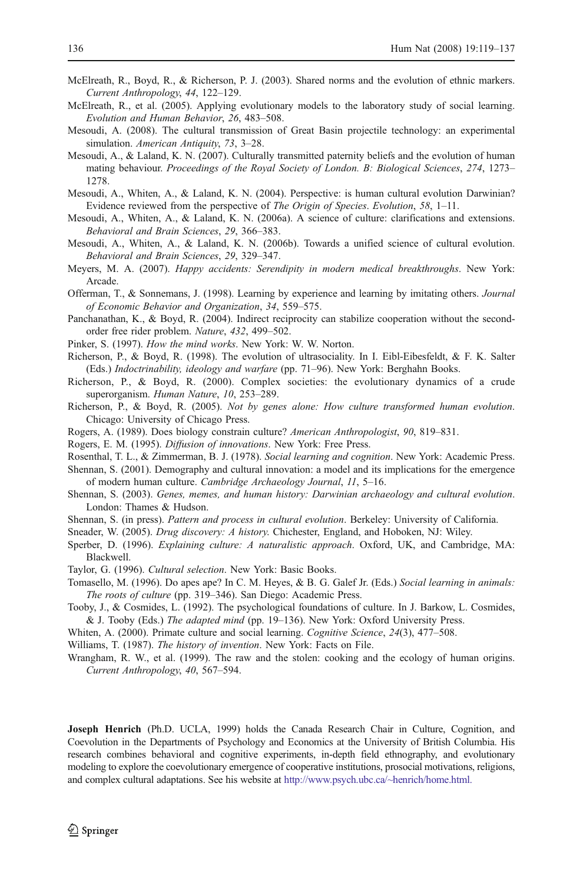McElreath, R., Boyd, R., & Richerson, P. J. (2003). Shared norms and the evolution of ethnic markers. *Current Anthropology*, *44*, 122–129.

McElreath, R., et al. (2005). Applying evolutionary models to the laboratory study of social learning. *Evolution and Human Behavior*, *26*, 483–508.

Mesoudi, A. (2008). The cultural transmission of Great Basin projectile technology: an experimental simulation. *American Antiquity*, *73*, 3–28.

Mesoudi, A., & Laland, K. N. (2007). Culturally transmitted paternity beliefs and the evolution of human mating behaviour. *Proceedings of the Royal Society of London. B: Biological Sciences*, *274*, 1273–1278.

Mesoudi, A., Whiten, A., & Laland, K. N. (2004). Perspective: is human cultural evolution Darwinian? Evidence reviewed from the perspective of *The Origin of Species*. *Evolution*, *58*, 1–11.

Mesoudi, A., Whiten, A., & Laland, K. N. (2006a). A science of culture: clarifications and extensions. *Behavioral and Brain Sciences*, *29*, 366–383.

Mesoudi, A., Whiten, A., & Laland, K. N. (2006b). Towards a unified science of cultural evolution. *Behavioral and Brain Sciences*, *29*, 329–347.

Meyers, M. A. (2007). *Happy accidents: Serendipity in modern medical breakthroughs*. New York: Arcade.

Offerman, T., & Sonnemans, J. (1998). Learning by experience and learning by imitating others. *Journal of Economic Behavior and Organization*, *34*, 559–575.

Panchanathan, K., & Boyd, R. (2004). Indirect reciprocity can stabilize cooperation without the second-order free rider problem. *Nature*, *432*, 499–502.

Pinker, S. (1997). *How the mind works*. New York: W. W. Norton.

Richerson, P., & Boyd, R. (1998). The evolution of ultrasociality. In I. Eibl-Eibesfeldt, & F. K. Salter (Eds.) *Indoctrinability, ideology and warfare* (pp. 71–96). New York: Berghahn Books.

Richerson, P., & Boyd, R. (2000). Complex societies: the evolutionary dynamics of a crude superorganism. *Human Nature*, *10*, 253–289.

Richerson, P., & Boyd, R. (2005). *Not by genes alone: How culture transformed human evolution*. Chicago: University of Chicago Press.

Rogers, A. (1989). Does biology constrain culture? *American Anthropologist*, *90*, 819–831.

Rogers, E. M. (1995). *Diffusion of innovations*. New York: Free Press.

Rosenthal, T. L., & Zimmerman, B. J. (1978). *Social learning and cognition*. New York: Academic Press.

Shennan, S. (2001). Demography and cultural innovation: a model and its implications for the emergence of modern human culture. *Cambridge Archaeology Journal*, *11*, 5–16.

Shennan, S. (2003). *Genes, memes, and human history: Darwinian archaeology and cultural evolution*. London: Thames & Hudson.

Shennan, S. (in press). *Pattern and process in cultural evolution*. Berkeley: University of California.

Sneader, W. (2005). *Drug discovery: A history.* Chichester, England, and Hoboken, NJ: Wiley.

Sperber, D. (1996). *Explaining culture: A naturalistic approach*. Oxford, UK, and Cambridge, MA: Blackwell.

Taylor, G. (1996). *Cultural selection*. New York: Basic Books.

Tomasello, M. (1996). Do apes ape? In C. M. Heyes, & B. G. Galef Jr. (Eds.) *Social learning in animals: The roots of culture* (pp. 319–346). San Diego: Academic Press.

Tooby, J., & Cosmides, L. (1992). The psychological foundations of culture. In J. Barkow, L. Cosmides, & J. Tooby (Eds.) *The adapted mind* (pp. 19–136). New York: Oxford University Press.

Whiten, A. (2000). Primate culture and social learning. *Cognitive Science*, *24*(3), 477–508.

Williams, T. (1987). *The history of invention*. New York: Facts on File.

Wrangham, R. W., et al. (1999). The raw and the stolen: cooking and the ecology of human origins. *Current Anthropology*, *40*, 567–594.

**Joseph Henrich** (Ph.D. UCLA, 1999) holds the Canada Research Chair in Culture, Cognition, and Coevolution in the Departments of Psychology and Economics at the University of British Columbia. His research combines behavioral and cognitive experiments, in-depth field ethnography, and evolutionary modeling to explore the coevolutionary emergence of cooperative institutions, prosocial motivations, religions, and complex cultural adaptations. See his website at http://www.psych.ubc.ca/~henrich/home.html.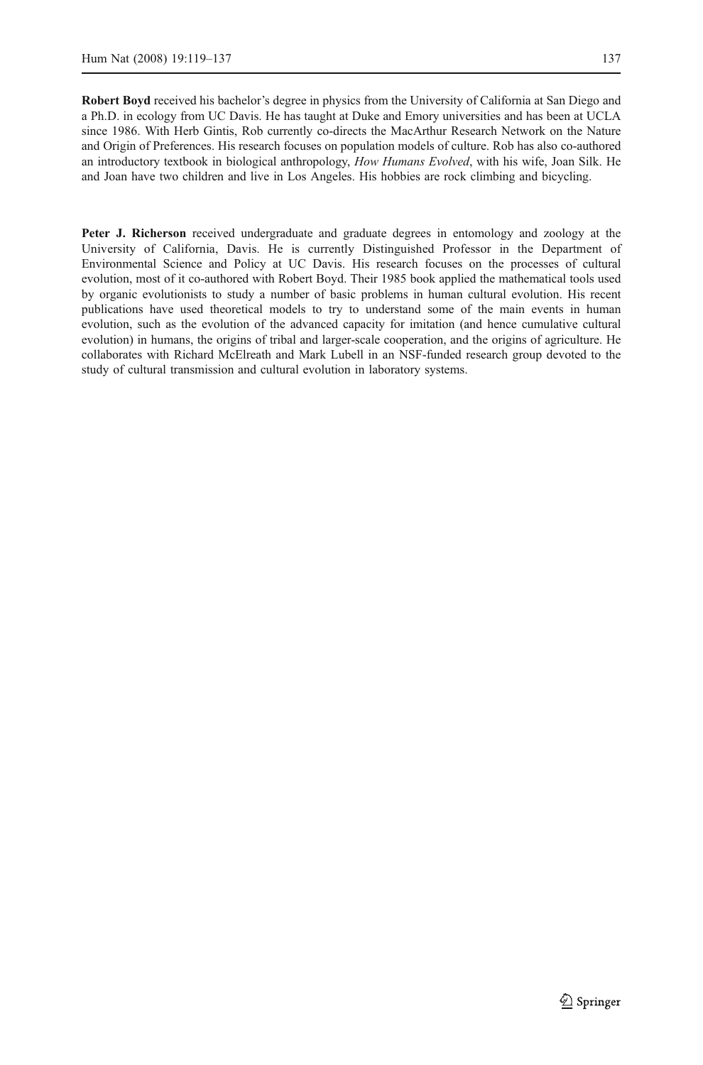**Robert Boyd** received his bachelor's degree in physics from the University of California at San Diego and a Ph.D. in ecology from UC Davis. He has taught at Duke and Emory universities and has been at UCLA since 1986. With Herb Gintis, Rob currently co-directs the MacArthur Research Network on the Nature and Origin of Preferences. His research focuses on population models of culture. Rob has also co-authored an introductory textbook in biological anthropology, *How Humans Evolved*, with his wife, Joan Silk. He and Joan have two children and live in Los Angeles. His hobbies are rock climbing and bicycling.

**Peter J. Richerson** received undergraduate and graduate degrees in entomology and zoology at the University of California, Davis. He is currently Distinguished Professor in the Department of Environmental Science and Policy at UC Davis. His research focuses on the processes of cultural evolution, most of it co-authored with Robert Boyd. Their 1985 book applied the mathematical tools used by organic evolutionists to study a number of basic problems in human cultural evolution. His recent publications have used theoretical models to try to understand some of the main events in human evolution, such as the evolution of the advanced capacity for imitation (and hence cumulative cultural evolution) in humans, the origins of tribal and larger-scale cooperation, and the origins of agriculture. He collaborates with Richard McElreath and Mark Lubell in an NSF-funded research group devoted to the study of cultural transmission and cultural evolution in laboratory systems.